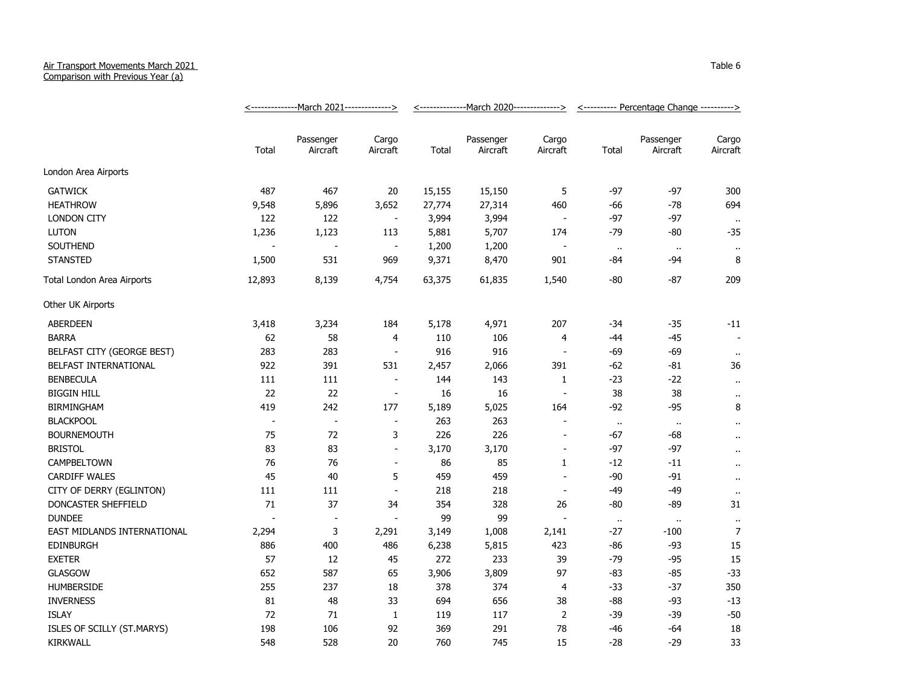Air Transport Movements March 2021
Comparison with Previous Year (a)

Table 6

| | March 2021 | | | March 2020 | | | Percentage Change | | |
|---|---|---|---|---|---|---|---|---|---|
| | Total | Passenger Aircraft | Cargo Aircraft | Total | Passenger Aircraft | Cargo Aircraft | Total | Passenger Aircraft | Cargo Aircraft |
| **London Area Airports** | | | | | | | | | |
| GATWICK | 487 | 467 | 20 | 15,155 | 15,150 | 5 | -97 | -97 | 300 |
| HEATHROW | 9,548 | 5,896 | 3,652 | 27,774 | 27,314 | 460 | -66 | -78 | 694 |
| LONDON CITY | 122 | 122 | - | 3,994 | 3,994 | - | -97 | -97 | .. |
| LUTON | 1,236 | 1,123 | 113 | 5,881 | 5,707 | 174 | -79 | -80 | -35 |
| SOUTHEND | - | - | - | 1,200 | 1,200 | - | .. | .. | .. |
| STANSTED | 1,500 | 531 | 969 | 9,371 | 8,470 | 901 | -84 | -94 | 8 |
| Total London Area Airports | 12,893 | 8,139 | 4,754 | 63,375 | 61,835 | 1,540 | -80 | -87 | 209 |
| **Other UK Airports** | | | | | | | | | |
| ABERDEEN | 3,418 | 3,234 | 184 | 5,178 | 4,971 | 207 | -34 | -35 | -11 |
| BARRA | 62 | 58 | 4 | 110 | 106 | 4 | -44 | -45 | - |
| BELFAST CITY (GEORGE BEST) | 283 | 283 | - | 916 | 916 | - | -69 | -69 | .. |
| BELFAST INTERNATIONAL | 922 | 391 | 531 | 2,457 | 2,066 | 391 | -62 | -81 | 36 |
| BENBECULA | 111 | 111 | - | 144 | 143 | 1 | -23 | -22 | .. |
| BIGGIN HILL | 22 | 22 | - | 16 | 16 | - | 38 | 38 | .. |
| BIRMINGHAM | 419 | 242 | 177 | 5,189 | 5,025 | 164 | -92 | -95 | 8 |
| BLACKPOOL | - | - | - | 263 | 263 | - | .. | .. | .. |
| BOURNEMOUTH | 75 | 72 | 3 | 226 | 226 | - | -67 | -68 | .. |
| BRISTOL | 83 | 83 | - | 3,170 | 3,170 | - | -97 | -97 | .. |
| CAMPBELTOWN | 76 | 76 | - | 86 | 85 | 1 | -12 | -11 | .. |
| CARDIFF WALES | 45 | 40 | 5 | 459 | 459 | - | -90 | -91 | .. |
| CITY OF DERRY (EGLINTON) | 111 | 111 | - | 218 | 218 | - | -49 | -49 | .. |
| DONCASTER SHEFFIELD | 71 | 37 | 34 | 354 | 328 | 26 | -80 | -89 | 31 |
| DUNDEE | - | - | - | 99 | 99 | - | .. | .. | .. |
| EAST MIDLANDS INTERNATIONAL | 2,294 | 3 | 2,291 | 3,149 | 1,008 | 2,141 | -27 | -100 | 7 |
| EDINBURGH | 886 | 400 | 486 | 6,238 | 5,815 | 423 | -86 | -93 | 15 |
| EXETER | 57 | 12 | 45 | 272 | 233 | 39 | -79 | -95 | 15 |
| GLASGOW | 652 | 587 | 65 | 3,906 | 3,809 | 97 | -83 | -85 | -33 |
| HUMBERSIDE | 255 | 237 | 18 | 378 | 374 | 4 | -33 | -37 | 350 |
| INVERNESS | 81 | 48 | 33 | 694 | 656 | 38 | -88 | -93 | -13 |
| ISLAY | 72 | 71 | 1 | 119 | 117 | 2 | -39 | -39 | -50 |
| ISLES OF SCILLY (ST.MARYS) | 198 | 106 | 92 | 369 | 291 | 78 | -46 | -64 | 18 |
| KIRKWALL | 548 | 528 | 20 | 760 | 745 | 15 | -28 | -29 | 33 |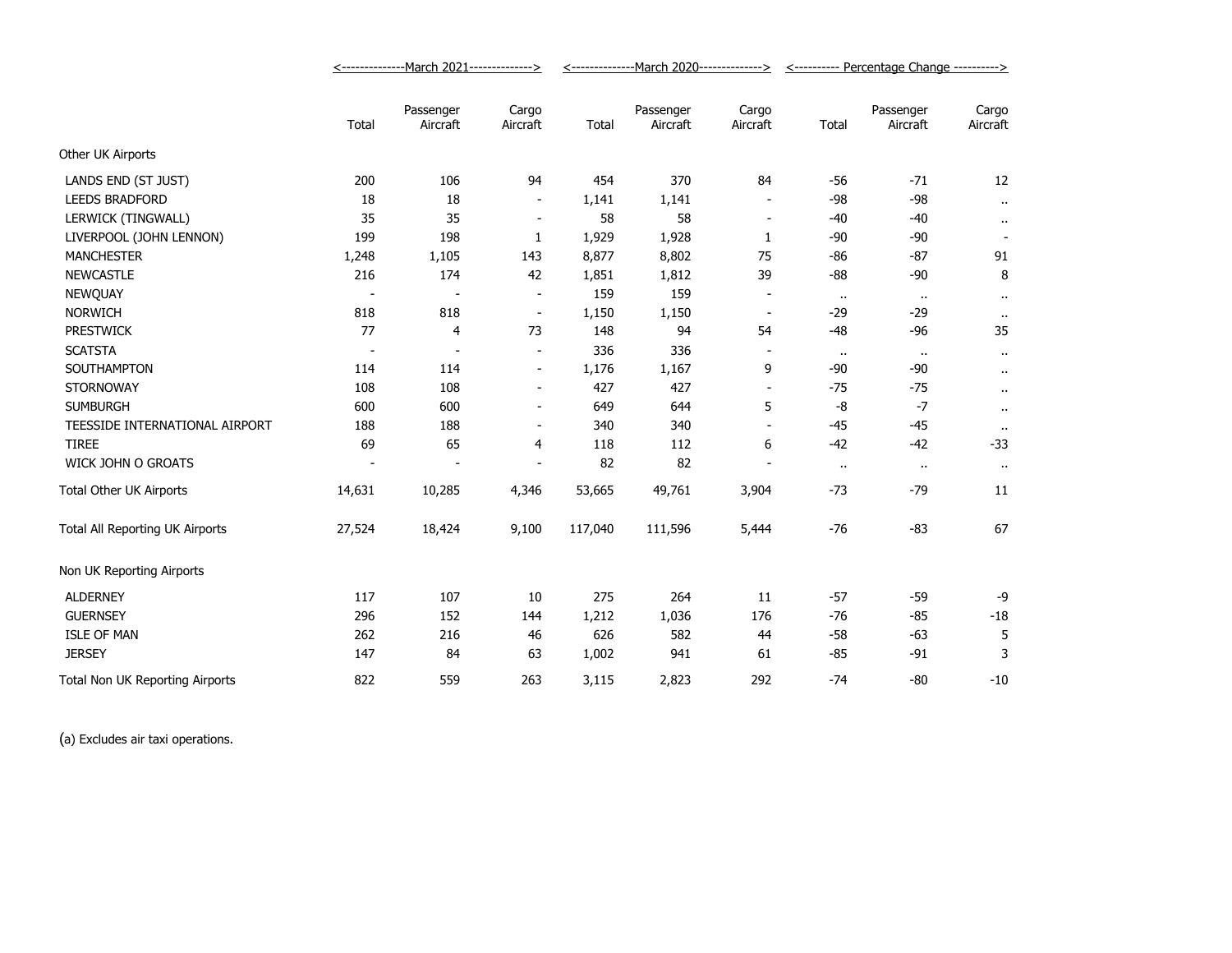| | March 2021 | | | March 2020 | | | Percentage Change | | |
|---|---|---|---|---|---|---|---|---|---|
| | Total | Passenger Aircraft | Cargo Aircraft | Total | Passenger Aircraft | Cargo Aircraft | Total | Passenger Aircraft | Cargo Aircraft |
| **Other UK Airports** | | | | | | | | | |
| LANDS END (ST JUST) | 200 | 106 | 94 | 454 | 370 | 84 | -56 | -71 | 12 |
| LEEDS BRADFORD | 18 | 18 | - | 1,141 | 1,141 | - | -98 | -98 | .. |
| LERWICK (TINGWALL) | 35 | 35 | - | 58 | 58 | - | -40 | -40 | .. |
| LIVERPOOL (JOHN LENNON) | 199 | 198 | 1 | 1,929 | 1,928 | 1 | -90 | -90 | - |
| MANCHESTER | 1,248 | 1,105 | 143 | 8,877 | 8,802 | 75 | -86 | -87 | 91 |
| NEWCASTLE | 216 | 174 | 42 | 1,851 | 1,812 | 39 | -88 | -90 | 8 |
| NEWQUAY | - | - | - | 159 | 159 | - | .. | .. | .. |
| NORWICH | 818 | 818 | - | 1,150 | 1,150 | - | -29 | -29 | .. |
| PRESTWICK | 77 | 4 | 73 | 148 | 94 | 54 | -48 | -96 | 35 |
| SCATSTA | - | - | - | 336 | 336 | - | .. | .. | .. |
| SOUTHAMPTON | 114 | 114 | - | 1,176 | 1,167 | 9 | -90 | -90 | .. |
| STORNOWAY | 108 | 108 | - | 427 | 427 | - | -75 | -75 | .. |
| SUMBURGH | 600 | 600 | - | 649 | 644 | 5 | -8 | -7 | .. |
| TEESSIDE INTERNATIONAL AIRPORT | 188 | 188 | - | 340 | 340 | - | -45 | -45 | .. |
| TIREE | 69 | 65 | 4 | 118 | 112 | 6 | -42 | -42 | -33 |
| WICK JOHN O GROATS | - | - | - | 82 | 82 | - | .. | .. | .. |
| **Total Other UK Airports** | 14,631 | 10,285 | 4,346 | 53,665 | 49,761 | 3,904 | -73 | -79 | 11 |
| **Total All Reporting UK Airports** | 27,524 | 18,424 | 9,100 | 117,040 | 111,596 | 5,444 | -76 | -83 | 67 |
| **Non UK Reporting Airports** | | | | | | | | | |
| ALDERNEY | 117 | 107 | 10 | 275 | 264 | 11 | -57 | -59 | -9 |
| GUERNSEY | 296 | 152 | 144 | 1,212 | 1,036 | 176 | -76 | -85 | -18 |
| ISLE OF MAN | 262 | 216 | 46 | 626 | 582 | 44 | -58 | -63 | 5 |
| JERSEY | 147 | 84 | 63 | 1,002 | 941 | 61 | -85 | -91 | 3 |
| **Total Non UK Reporting Airports** | 822 | 559 | 263 | 3,115 | 2,823 | 292 | -74 | -80 | -10 |

(a) Excludes air taxi operations.